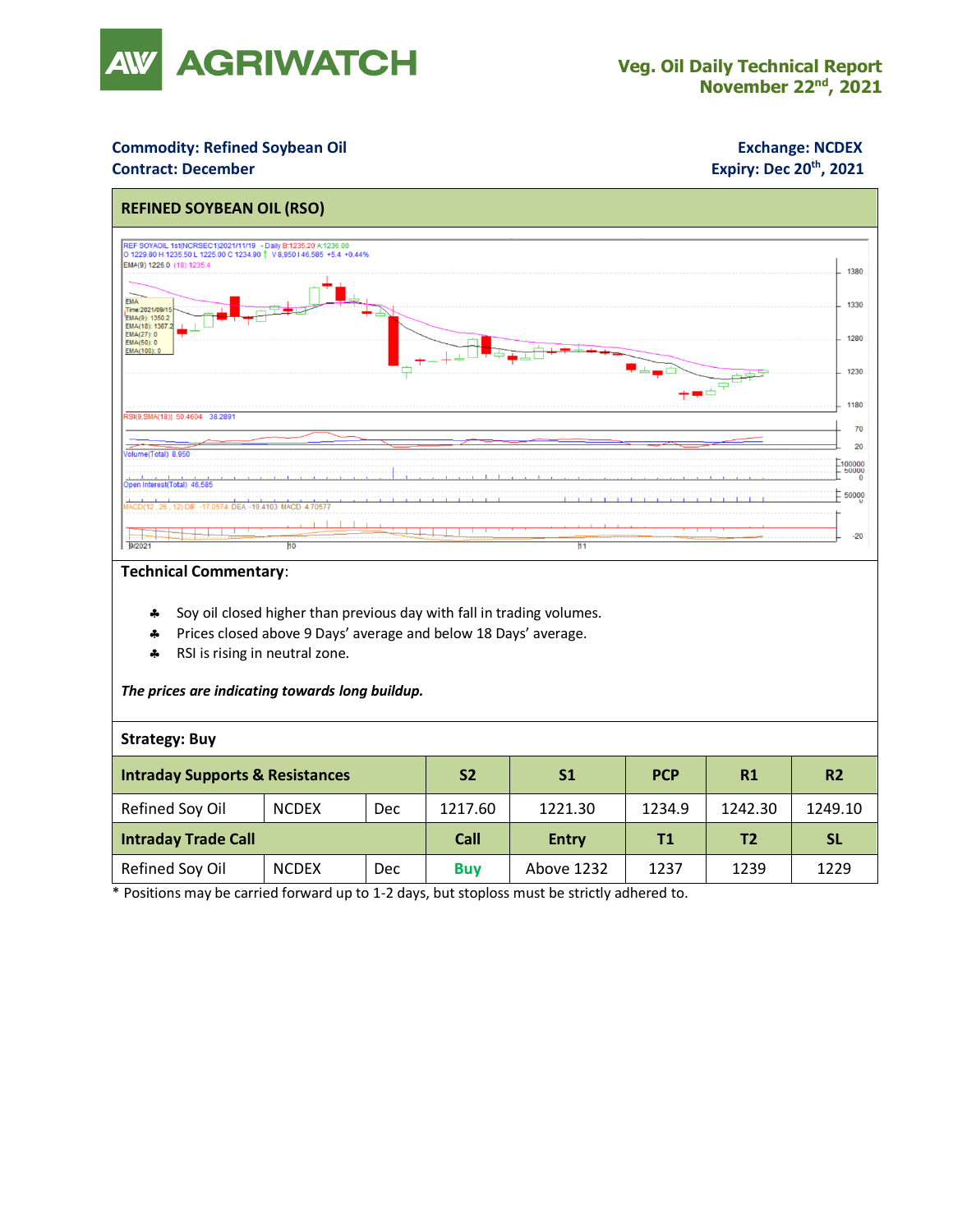# AGRIWATCH

**Veg. Oil Daily Technical Report**
**November 22nd, 2021**

**Commodity: Refined Soybean Oil**
**Contract: December**

**Exchange: NCDEX**
**Expiry: Dec 20th, 2021**

## REFINED SOYBEAN OIL (RSO)

**Technical Commentary**:

- Soy oil closed higher than previous day with fall in trading volumes.
- Prices closed above 9 Days' average and below 18 Days' average.
- RSI is rising in neutral zone.

***The prices are indicating towards long buildup.***

**Strategy: Buy**

| **Intraday Supports & Resistances** | | | **S2** | **S1** | **PCP** | **R1** | **R2** |
|---|---|---|---|---|---|---|---|
| Refined Soy Oil | NCDEX | Dec | 1217.60 | 1221.30 | 1234.9 | 1242.30 | 1249.10 |
| **Intraday Trade Call** | | | **Call** | **Entry** | **T1** | **T2** | **SL** |
| Refined Soy Oil | NCDEX | Dec | Buy | Above 1232 | 1237 | 1239 | 1229 |

\* Positions may be carried forward up to 1-2 days, but stoploss must be strictly adhered to.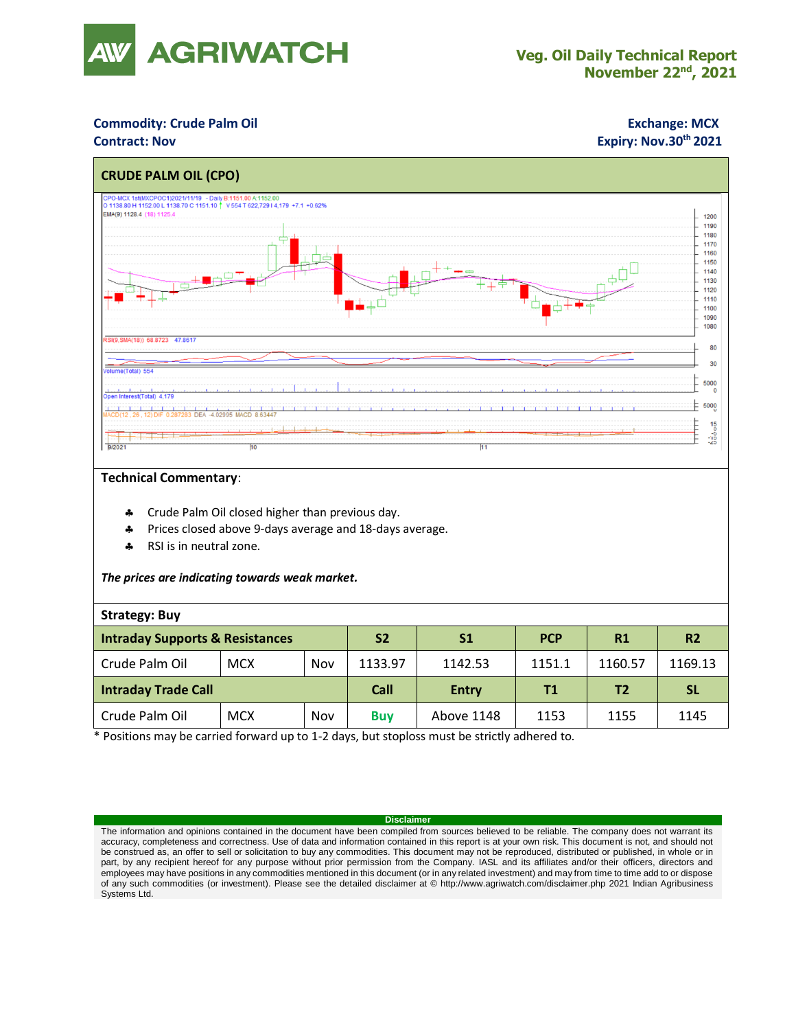# Veg. Oil Daily Technical Report
# November 22nd, 2021

**Commodity: Crude Palm Oil**
**Contract: Nov**

**Exchange: MCX**
**Expiry: Nov.30th 2021**

## CRUDE PALM OIL (CPO)

CPO-MCX 1st(MXCPOC1)2021/11/19 - Daily B:1151.00 A:1152.00
O 1138.80 H 1152.00 L 1138.70 C 1151.10 ↑ V 554 T 622,729 I 4,179 +7.1 +0.62%
EMA(9) 1128.4 (18) 1125.4
RSI(9,SMA(18)) 68.8723 47.8617
Volume(Total) 554
Open Interest(Total) 4,179
MACD(12, 26, 12) DIF 0.287283 DEA -4.02995 MACD 8.63447

### Technical Commentary:

- Crude Palm Oil closed higher than previous day.
- Prices closed above 9-days average and 18-days average.
- RSI is in neutral zone.

*The prices are indicating towards weak market.*

**Strategy: Buy**

| Intraday Supports & Resistances | | | S2 | S1 | PCP | R1 | R2 |
|---|---|---|---|---|---|---|---|
| Crude Palm Oil | MCX | Nov | 1133.97 | 1142.53 | 1151.1 | 1160.57 | 1169.13 |
| **Intraday Trade Call** | | | **Call** | **Entry** | **T1** | **T2** | **SL** |
| Crude Palm Oil | MCX | Nov | Buy | Above 1148 | 1153 | 1155 | 1145 |

\* Positions may be carried forward up to 1-2 days, but stoploss must be strictly adhered to.

**Disclaimer**

The information and opinions contained in the document have been compiled from sources believed to be reliable. The company does not warrant its accuracy, completeness and correctness. Use of data and information contained in this report is at your own risk. This document is not, and should not be construed as, an offer to sell or solicitation to buy any commodities. This document may not be reproduced, distributed or published, in whole or in part, by any recipient hereof for any purpose without prior permission from the Company. IASL and its affiliates and/or their officers, directors and employees may have positions in any commodities mentioned in this document (or in any related investment) and may from time to time add to or dispose of any such commodities (or investment). Please see the detailed disclaimer at © http://www.agriwatch.com/disclaimer.php 2021 Indian Agribusiness Systems Ltd.